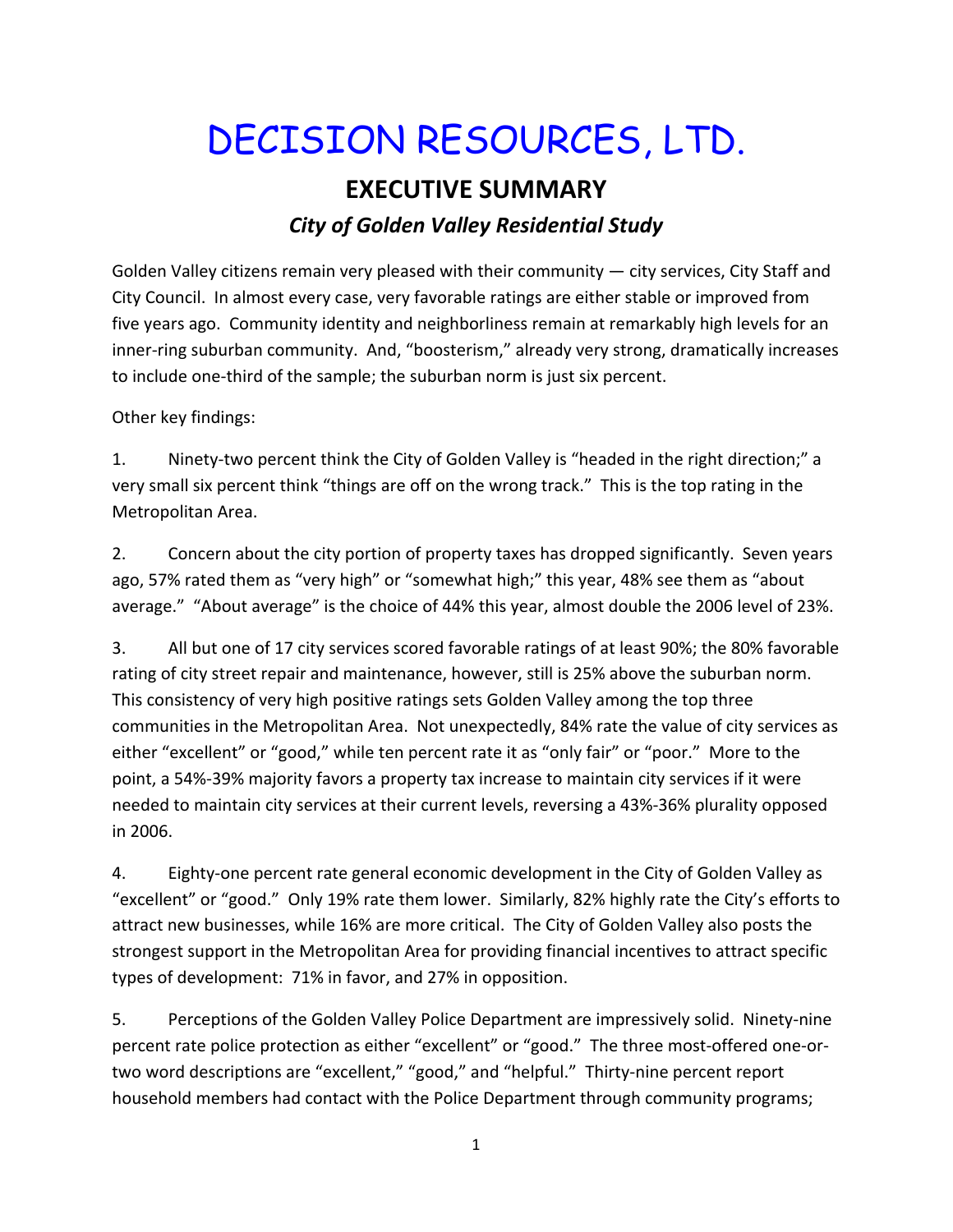# DECISION RESOURCES, LTD.

## EXECUTIVE SUMMARY

### *City of Golden Valley Residential Study*

Golden Valley citizens remain very pleased with their community — city services, City Staff and City Council. In almost every case, very favorable ratings are either stable or improved from five years ago. Community identity and neighborliness remain at remarkably high levels for an inner-ring suburban community. And, "boosterism," already very strong, dramatically increases to include one-third of the sample; the suburban norm is just six percent.

Other key findings:

1. Ninety-two percent think the City of Golden Valley is "headed in the right direction;" a very small six percent think "things are off on the wrong track." This is the top rating in the Metropolitan Area.

2. Concern about the city portion of property taxes has dropped significantly. Seven years ago, 57% rated them as "very high" or "somewhat high;" this year, 48% see them as "about average." "About average" is the choice of 44% this year, almost double the 2006 level of 23%.

3. All but one of 17 city services scored favorable ratings of at least 90%; the 80% favorable rating of city street repair and maintenance, however, still is 25% above the suburban norm. This consistency of very high positive ratings sets Golden Valley among the top three communities in the Metropolitan Area. Not unexpectedly, 84% rate the value of city services as either "excellent" or "good," while ten percent rate it as "only fair" or "poor." More to the point, a 54%-39% majority favors a property tax increase to maintain city services if it were needed to maintain city services at their current levels, reversing a 43%-36% plurality opposed in 2006.

4. Eighty-one percent rate general economic development in the City of Golden Valley as "excellent" or "good." Only 19% rate them lower. Similarly, 82% highly rate the City's efforts to attract new businesses, while 16% are more critical. The City of Golden Valley also posts the strongest support in the Metropolitan Area for providing financial incentives to attract specific types of development: 71% in favor, and 27% in opposition.

5. Perceptions of the Golden Valley Police Department are impressively solid. Ninety-nine percent rate police protection as either "excellent" or "good." The three most-offered one-or-two word descriptions are "excellent," "good," and "helpful." Thirty-nine percent report household members had contact with the Police Department through community programs;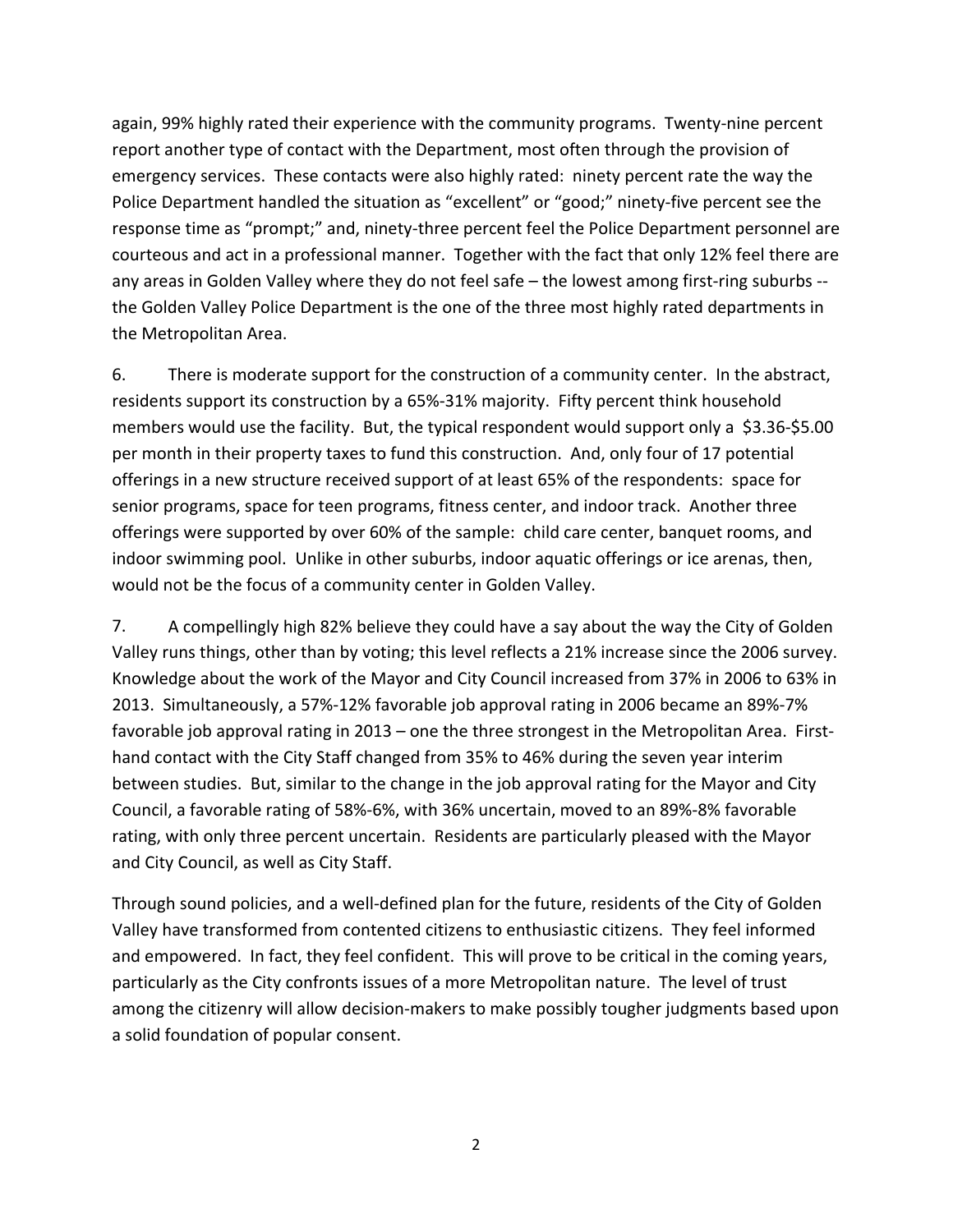again, 99% highly rated their experience with the community programs. Twenty-nine percent report another type of contact with the Department, most often through the provision of emergency services. These contacts were also highly rated: ninety percent rate the way the Police Department handled the situation as "excellent" or "good;" ninety-five percent see the response time as "prompt;" and, ninety-three percent feel the Police Department personnel are courteous and act in a professional manner. Together with the fact that only 12% feel there are any areas in Golden Valley where they do not feel safe – the lowest among first-ring suburbs -- the Golden Valley Police Department is the one of the three most highly rated departments in the Metropolitan Area.

6. There is moderate support for the construction of a community center. In the abstract, residents support its construction by a 65%-31% majority. Fifty percent think household members would use the facility. But, the typical respondent would support only a $3.36-$5.00 per month in their property taxes to fund this construction. And, only four of 17 potential offerings in a new structure received support of at least 65% of the respondents: space for senior programs, space for teen programs, fitness center, and indoor track. Another three offerings were supported by over 60% of the sample: child care center, banquet rooms, and indoor swimming pool. Unlike in other suburbs, indoor aquatic offerings or ice arenas, then, would not be the focus of a community center in Golden Valley.

7. A compellingly high 82% believe they could have a say about the way the City of Golden Valley runs things, other than by voting; this level reflects a 21% increase since the 2006 survey. Knowledge about the work of the Mayor and City Council increased from 37% in 2006 to 63% in 2013. Simultaneously, a 57%-12% favorable job approval rating in 2006 became an 89%-7% favorable job approval rating in 2013 – one the three strongest in the Metropolitan Area. First-hand contact with the City Staff changed from 35% to 46% during the seven year interim between studies. But, similar to the change in the job approval rating for the Mayor and City Council, a favorable rating of 58%-6%, with 36% uncertain, moved to an 89%-8% favorable rating, with only three percent uncertain. Residents are particularly pleased with the Mayor and City Council, as well as City Staff.

Through sound policies, and a well-defined plan for the future, residents of the City of Golden Valley have transformed from contented citizens to enthusiastic citizens. They feel informed and empowered. In fact, they feel confident. This will prove to be critical in the coming years, particularly as the City confronts issues of a more Metropolitan nature. The level of trust among the citizenry will allow decision-makers to make possibly tougher judgments based upon a solid foundation of popular consent.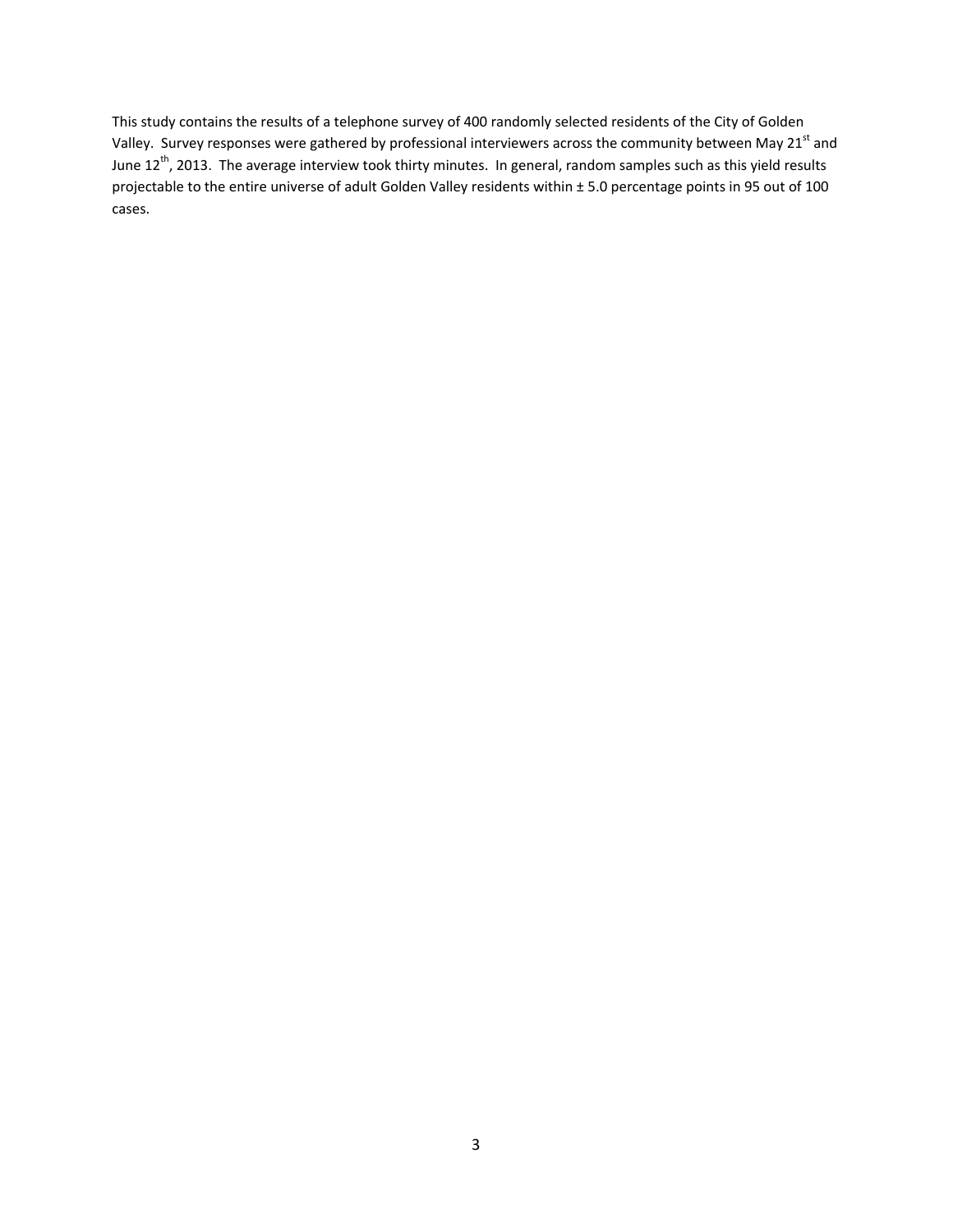This study contains the results of a telephone survey of 400 randomly selected residents of the City of Golden Valley. Survey responses were gathered by professional interviewers across the community between May 21st and June 12th, 2013. The average interview took thirty minutes. In general, random samples such as this yield results projectable to the entire universe of adult Golden Valley residents within ± 5.0 percentage points in 95 out of 100 cases.